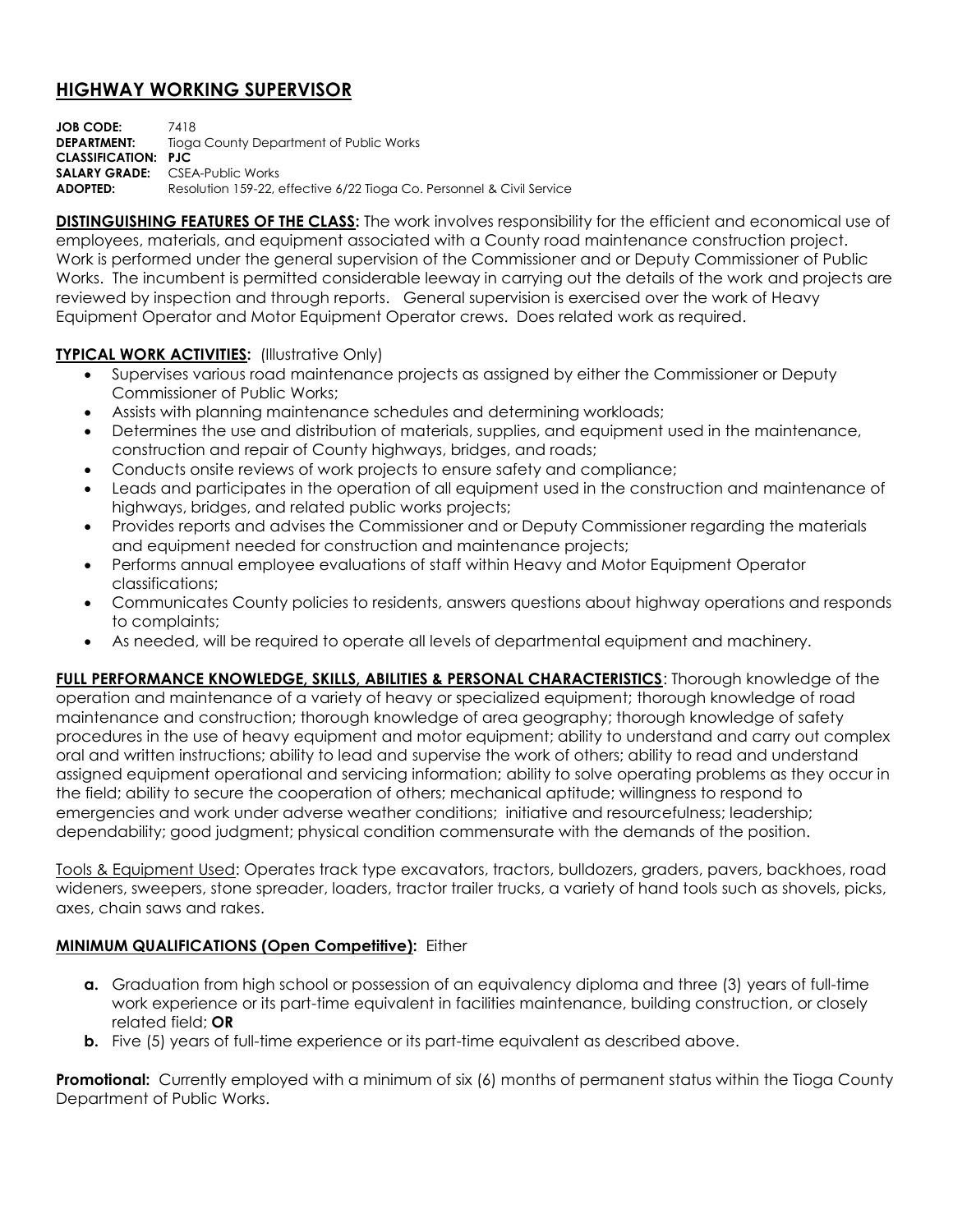# HIGHWAY WORKING SUPERVISOR

**JOB CODE:** 7418
**DEPARTMENT:** Tioga County Department of Public Works
**CLASSIFICATION:** **PJC**
**SALARY GRADE:** CSEA-Public Works
**ADOPTED:** Resolution 159-22, effective 6/22 Tioga Co. Personnel & Civil Service

**DISTINGUISHING FEATURES OF THE CLASS:** The work involves responsibility for the efficient and economical use of employees, materials, and equipment associated with a County road maintenance construction project. Work is performed under the general supervision of the Commissioner and or Deputy Commissioner of Public Works. The incumbent is permitted considerable leeway in carrying out the details of the work and projects are reviewed by inspection and through reports. General supervision is exercised over the work of Heavy Equipment Operator and Motor Equipment Operator crews. Does related work as required.

**TYPICAL WORK ACTIVITIES:** (Illustrative Only)

- Supervises various road maintenance projects as assigned by either the Commissioner or Deputy Commissioner of Public Works;
- Assists with planning maintenance schedules and determining workloads;
- Determines the use and distribution of materials, supplies, and equipment used in the maintenance, construction and repair of County highways, bridges, and roads;
- Conducts onsite reviews of work projects to ensure safety and compliance;
- Leads and participates in the operation of all equipment used in the construction and maintenance of highways, bridges, and related public works projects;
- Provides reports and advises the Commissioner and or Deputy Commissioner regarding the materials and equipment needed for construction and maintenance projects;
- Performs annual employee evaluations of staff within Heavy and Motor Equipment Operator classifications;
- Communicates County policies to residents, answers questions about highway operations and responds to complaints;
- As needed, will be required to operate all levels of departmental equipment and machinery.

**FULL PERFORMANCE KNOWLEDGE, SKILLS, ABILITIES & PERSONAL CHARACTERISTICS**: Thorough knowledge of the operation and maintenance of a variety of heavy or specialized equipment; thorough knowledge of road maintenance and construction; thorough knowledge of area geography; thorough knowledge of safety procedures in the use of heavy equipment and motor equipment; ability to understand and carry out complex oral and written instructions; ability to lead and supervise the work of others; ability to read and understand assigned equipment operational and servicing information; ability to solve operating problems as they occur in the field; ability to secure the cooperation of others; mechanical aptitude; willingness to respond to emergencies and work under adverse weather conditions; initiative and resourcefulness; leadership; dependability; good judgment; physical condition commensurate with the demands of the position.

Tools & Equipment Used: Operates track type excavators, tractors, bulldozers, graders, pavers, backhoes, road wideners, sweepers, stone spreader, loaders, tractor trailer trucks, a variety of hand tools such as shovels, picks, axes, chain saws and rakes.

**MINIMUM QUALIFICATIONS (Open Competitive):** Either

**a.** Graduation from high school or possession of an equivalency diploma and three (3) years of full-time work experience or its part-time equivalent in facilities maintenance, building construction, or closely related field; **OR**

**b.** Five (5) years of full-time experience or its part-time equivalent as described above.

**Promotional:** Currently employed with a minimum of six (6) months of permanent status within the Tioga County Department of Public Works.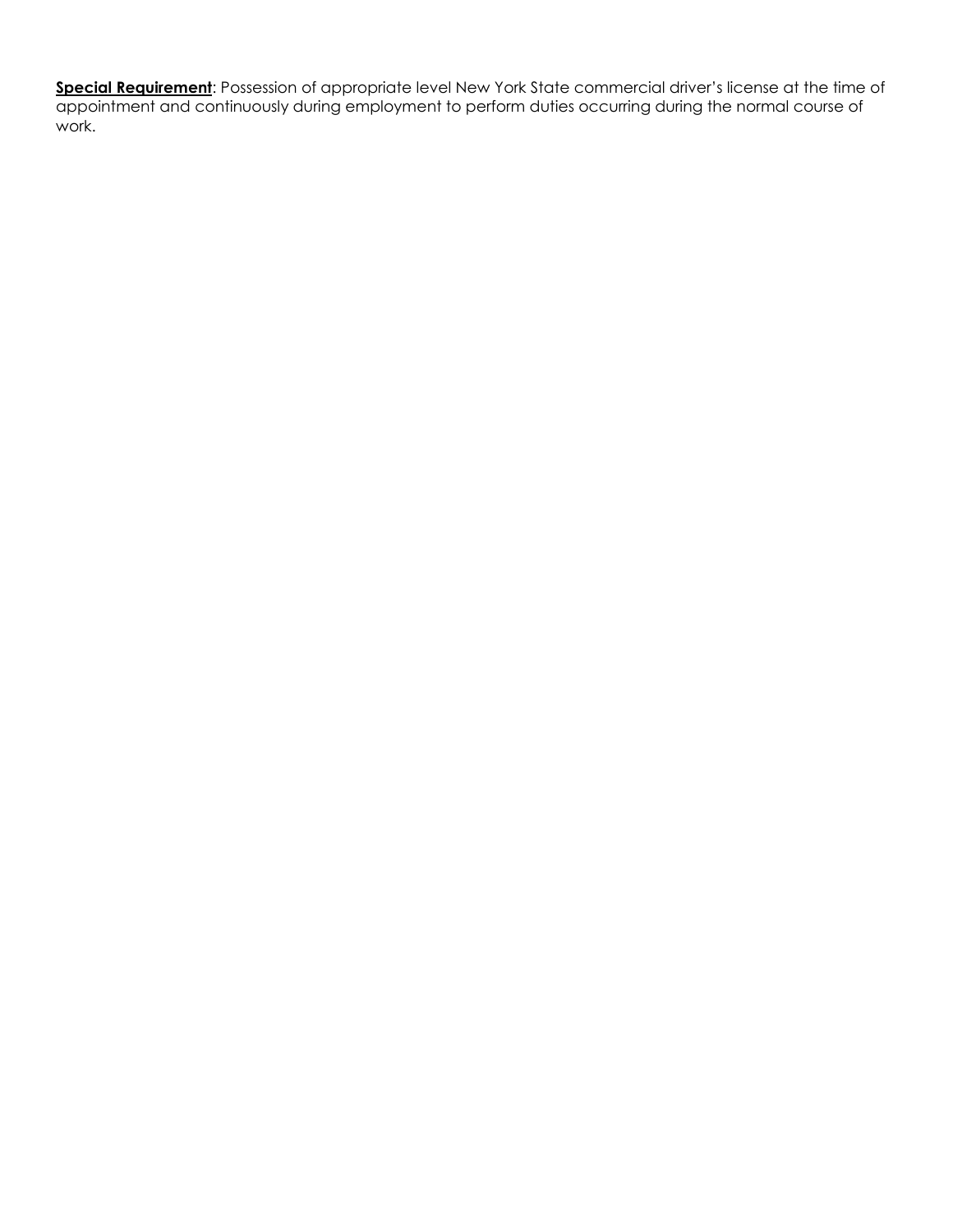**Special Requirement**: Possession of appropriate level New York State commercial driver's license at the time of appointment and continuously during employment to perform duties occurring during the normal course of work.